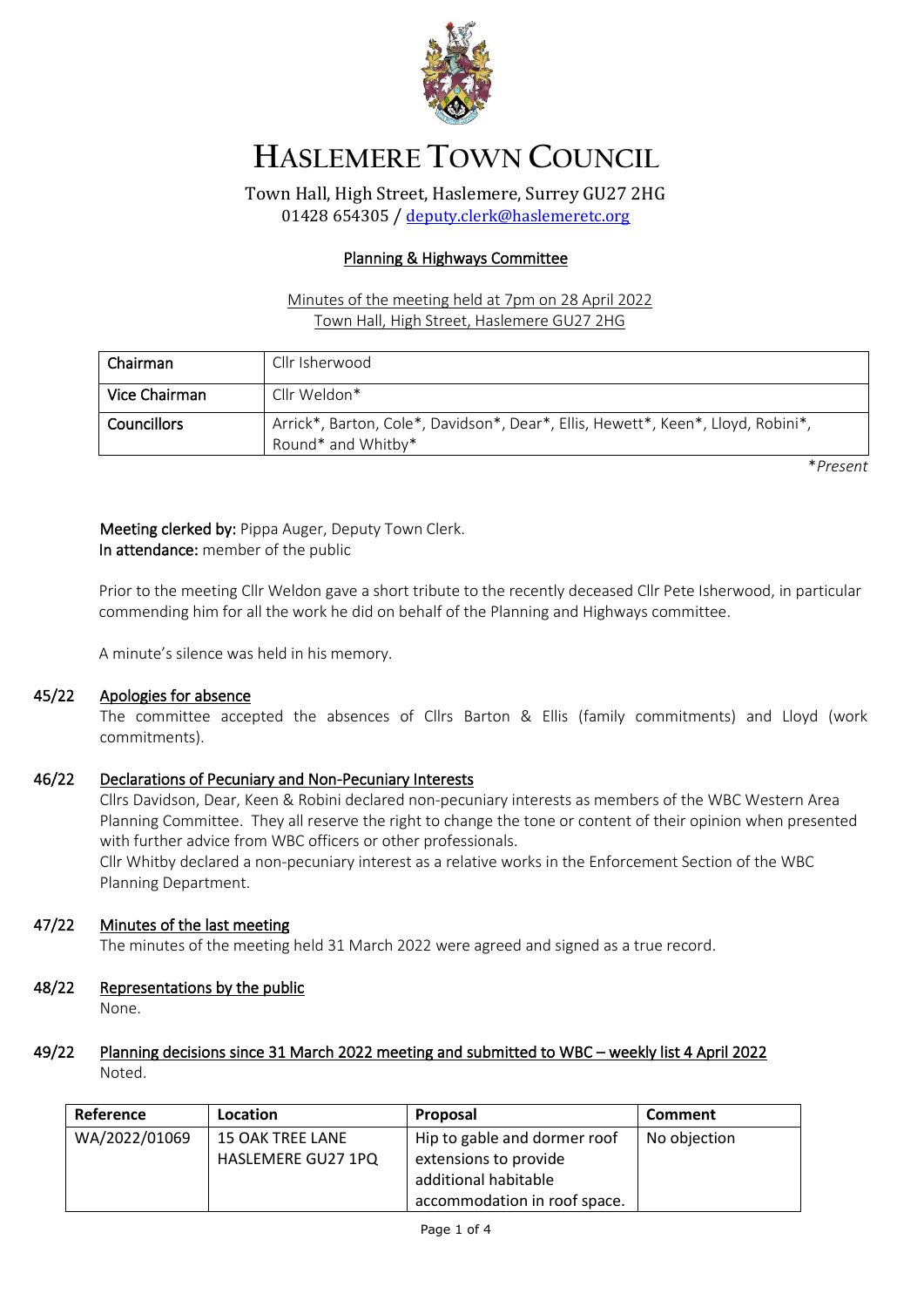# HASLEMERE TOWN COUNCIL

Town Hall, High Street, Haslemere, Surrey GU27 2HG
01428 654305 / deputy.clerk@haslemeretc.org

## Planning & Highways Committee

Minutes of the meeting held at 7pm on 28 April 2022
Town Hall, High Street, Haslemere GU27 2HG

| Chairman | Cllr Isherwood |
|---|---|
| Vice Chairman | Cllr Weldon* |
| Councillors | Arrick*, Barton, Cole*, Davidson*, Dear*, Ellis, Hewett*, Keen*, Lloyd, Robini*, Round* and Whitby* |

*\*Present*

**Meeting clerked by:** Pippa Auger, Deputy Town Clerk.
**In attendance:** member of the public

Prior to the meeting Cllr Weldon gave a short tribute to the recently deceased Cllr Pete Isherwood, in particular commending him for all the work he did on behalf of the Planning and Highways committee.

A minute's silence was held in his memory.

### 45/22 Apologies for absence

The committee accepted the absences of Cllrs Barton & Ellis (family commitments) and Lloyd (work commitments).

### 46/22 Declarations of Pecuniary and Non-Pecuniary Interests

Cllrs Davidson, Dear, Keen & Robini declared non-pecuniary interests as members of the WBC Western Area Planning Committee. They all reserve the right to change the tone or content of their opinion when presented with further advice from WBC officers or other professionals.
Cllr Whitby declared a non-pecuniary interest as a relative works in the Enforcement Section of the WBC Planning Department.

### 47/22 Minutes of the last meeting

The minutes of the meeting held 31 March 2022 were agreed and signed as a true record.

### 48/22 Representations by the public

None.

### 49/22 Planning decisions since 31 March 2022 meeting and submitted to WBC – weekly list 4 April 2022

Noted.

| Reference | Location | Proposal | Comment |
|---|---|---|---|
| WA/2022/01069 | 15 OAK TREE LANE HASLEMERE GU27 1PQ | Hip to gable and dormer roof extensions to provide additional habitable accommodation in roof space. | No objection |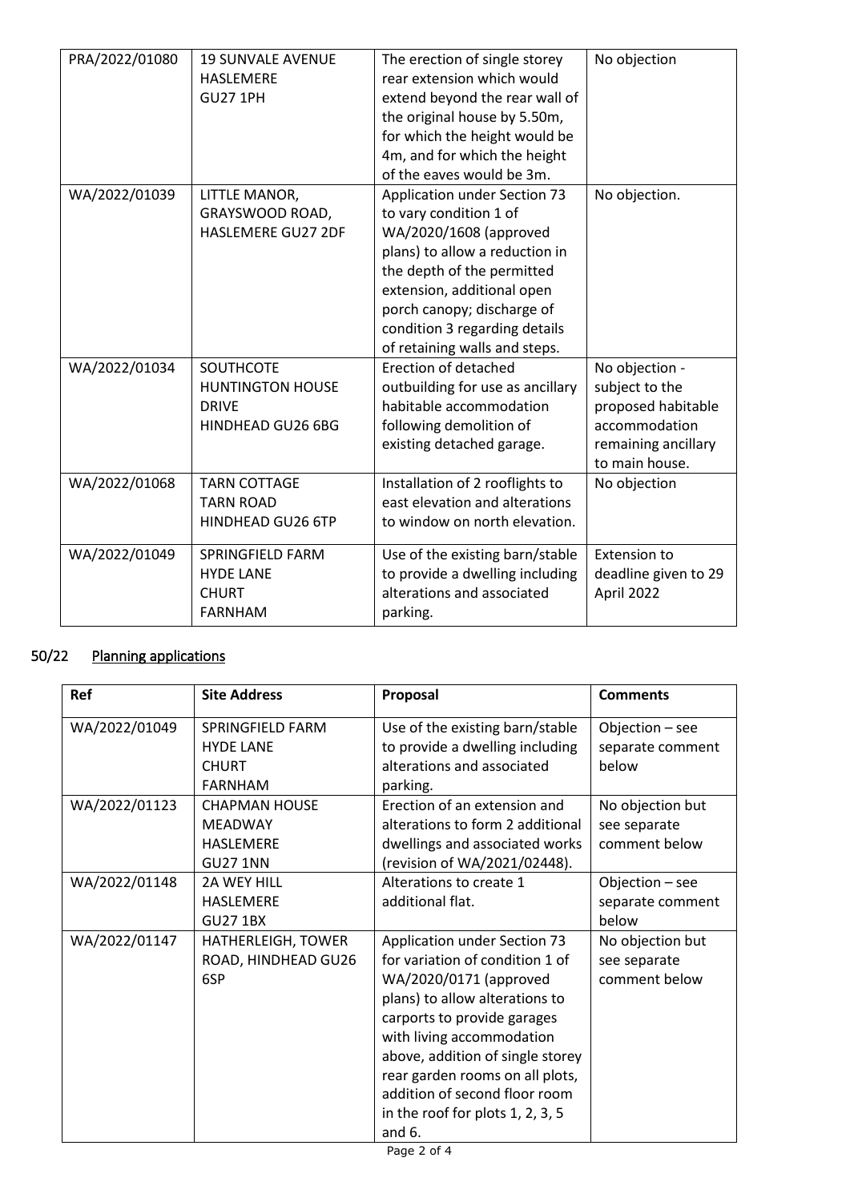| PRA/2022/01080 | 19 SUNVALE AVENUE HASLEMERE GU27 1PH | The erection of single storey rear extension which would extend beyond the rear wall of the original house by 5.50m, for which the height would be 4m, and for which the height of the eaves would be 3m. | No objection |
|---|---|---|---|
| WA/2022/01039 | LITTLE MANOR, GRAYSWOOD ROAD, HASLEMERE GU27 2DF | Application under Section 73 to vary condition 1 of WA/2020/1608 (approved plans) to allow a reduction in the depth of the permitted extension, additional open porch canopy; discharge of condition 3 regarding details of retaining walls and steps. | No objection. |
| WA/2022/01034 | SOUTHCOTE HUNTINGTON HOUSE DRIVE HINDHEAD GU26 6BG | Erection of detached outbuilding for use as ancillary habitable accommodation following demolition of existing detached garage. | No objection - subject to the proposed habitable accommodation remaining ancillary to main house. |
| WA/2022/01068 | TARN COTTAGE TARN ROAD HINDHEAD GU26 6TP | Installation of 2 rooflights to east elevation and alterations to window on north elevation. | No objection |
| WA/2022/01049 | SPRINGFIELD FARM HYDE LANE CHURT FARNHAM | Use of the existing barn/stable to provide a dwelling including alterations and associated parking. | Extension to deadline given to 29 April 2022 |

## 50/22 Planning applications

| Ref | Site Address | Proposal | Comments |
|---|---|---|---|
| WA/2022/01049 | SPRINGFIELD FARM HYDE LANE CHURT FARNHAM | Use of the existing barn/stable to provide a dwelling including alterations and associated parking. | Objection – see separate comment below |
| WA/2022/01123 | CHAPMAN HOUSE MEADWAY HASLEMERE GU27 1NN | Erection of an extension and alterations to form 2 additional dwellings and associated works (revision of WA/2021/02448). | No objection but see separate comment below |
| WA/2022/01148 | 2A WEY HILL HASLEMERE GU27 1BX | Alterations to create 1 additional flat. | Objection – see separate comment below |
| WA/2022/01147 | HATHERLEIGH, TOWER ROAD, HINDHEAD GU26 6SP | Application under Section 73 for variation of condition 1 of WA/2020/0171 (approved plans) to allow alterations to carports to provide garages with living accommodation above, addition of single storey rear garden rooms on all plots, addition of second floor room in the roof for plots 1, 2, 3, 5 and 6. | No objection but see separate comment below |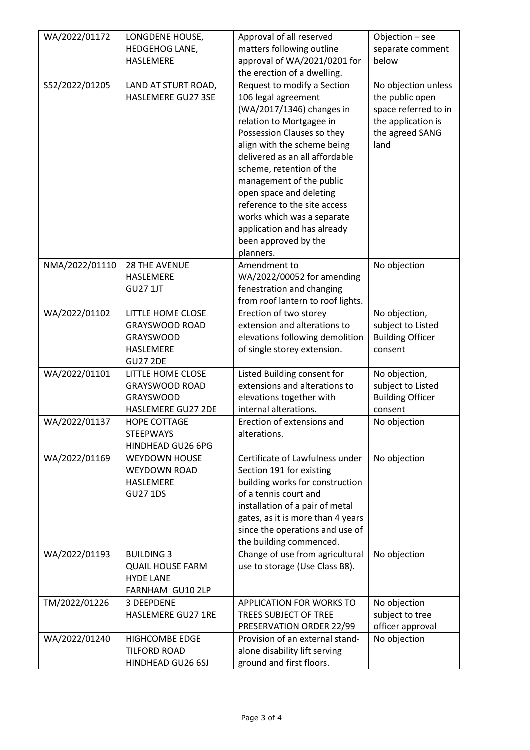| | | | |
|---|---|---|---|
| WA/2022/01172 | LONGDENE HOUSE, HEDGEHOG LANE, HASLEMERE | Approval of all reserved matters following outline approval of WA/2021/0201 for the erection of a dwelling. | Objection – see separate comment below |
| S52/2022/01205 | LAND AT STURT ROAD, HASLEMERE GU27 3SE | Request to modify a Section 106 legal agreement (WA/2017/1346) changes in relation to Mortgagee in Possession Clauses so they align with the scheme being delivered as an all affordable scheme, retention of the management of the public open space and deleting reference to the site access works which was a separate application and has already been approved by the planners. | No objection unless the public open space referred to in the application is the agreed SANG land |
| NMA/2022/01110 | 28 THE AVENUE HASLEMERE GU27 1JT | Amendment to WA/2022/00052 for amending fenestration and changing from roof lantern to roof lights. | No objection |
| WA/2022/01102 | LITTLE HOME CLOSE GRAYSWOOD ROAD GRAYSWOOD HASLEMERE GU27 2DE | Erection of two storey extension and alterations to elevations following demolition of single storey extension. | No objection, subject to Listed Building Officer consent |
| WA/2022/01101 | LITTLE HOME CLOSE GRAYSWOOD ROAD GRAYSWOOD HASLEMERE GU27 2DE | Listed Building consent for extensions and alterations to elevations together with internal alterations. | No objection, subject to Listed Building Officer consent |
| WA/2022/01137 | HOPE COTTAGE STEEPWAYS HINDHEAD GU26 6PG | Erection of extensions and alterations. | No objection |
| WA/2022/01169 | WEYDOWN HOUSE WEYDOWN ROAD HASLEMERE GU27 1DS | Certificate of Lawfulness under Section 191 for existing building works for construction of a tennis court and installation of a pair of metal gates, as it is more than 4 years since the operations and use of the building commenced. | No objection |
| WA/2022/01193 | BUILDING 3 QUAIL HOUSE FARM HYDE LANE FARNHAM GU10 2LP | Change of use from agricultural use to storage (Use Class B8). | No objection |
| TM/2022/01226 | 3 DEEPDENE HASLEMERE GU27 1RE | APPLICATION FOR WORKS TO TREES SUBJECT OF TREE PRESERVATION ORDER 22/99 | No objection subject to tree officer approval |
| WA/2022/01240 | HIGHCOMBE EDGE TILFORD ROAD HINDHEAD GU26 6SJ | Provision of an external stand-alone disability lift serving ground and first floors. | No objection |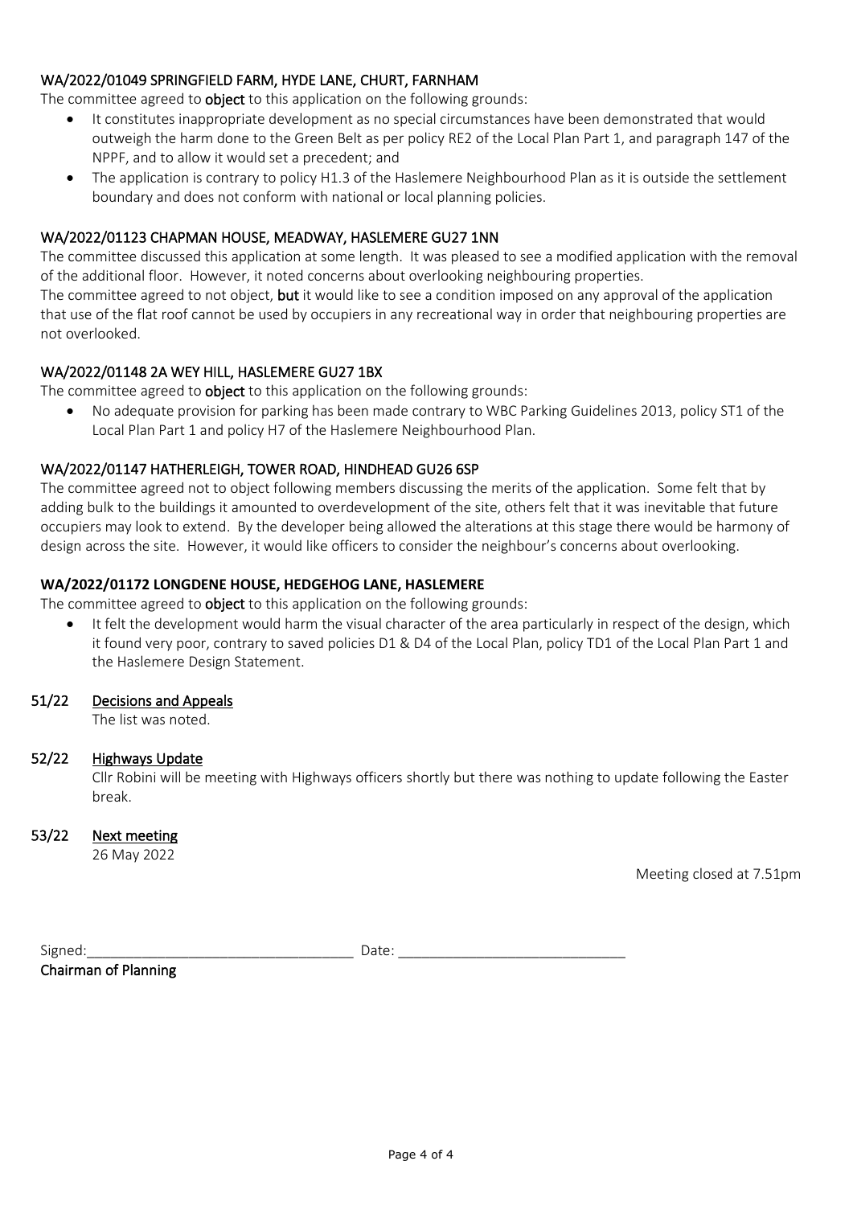WA/2022/01049 SPRINGFIELD FARM, HYDE LANE, CHURT, FARNHAM

The committee agreed to **object** to this application on the following grounds:

- It constitutes inappropriate development as no special circumstances have been demonstrated that would outweigh the harm done to the Green Belt as per policy RE2 of the Local Plan Part 1, and paragraph 147 of the NPPF, and to allow it would set a precedent; and
- The application is contrary to policy H1.3 of the Haslemere Neighbourhood Plan as it is outside the settlement boundary and does not conform with national or local planning policies.

WA/2022/01123 CHAPMAN HOUSE, MEADWAY, HASLEMERE GU27 1NN

The committee discussed this application at some length. It was pleased to see a modified application with the removal of the additional floor. However, it noted concerns about overlooking neighbouring properties.

The committee agreed to not object, **but** it would like to see a condition imposed on any approval of the application that use of the flat roof cannot be used by occupiers in any recreational way in order that neighbouring properties are not overlooked.

WA/2022/01148 2A WEY HILL, HASLEMERE GU27 1BX

The committee agreed to **object** to this application on the following grounds:

- No adequate provision for parking has been made contrary to WBC Parking Guidelines 2013, policy ST1 of the Local Plan Part 1 and policy H7 of the Haslemere Neighbourhood Plan.

WA/2022/01147 HATHERLEIGH, TOWER ROAD, HINDHEAD GU26 6SP

The committee agreed not to object following members discussing the merits of the application. Some felt that by adding bulk to the buildings it amounted to overdevelopment of the site, others felt that it was inevitable that future occupiers may look to extend. By the developer being allowed the alterations at this stage there would be harmony of design across the site. However, it would like officers to consider the neighbour's concerns about overlooking.

**WA/2022/01172 LONGDENE HOUSE, HEDGEHOG LANE, HASLEMERE**

The committee agreed to **object** to this application on the following grounds:

- It felt the development would harm the visual character of the area particularly in respect of the design, which it found very poor, contrary to saved policies D1 & D4 of the Local Plan, policy TD1 of the Local Plan Part 1 and the Haslemere Design Statement.

**51/22 Decisions and Appeals**

The list was noted.

**52/22 Highways Update**

Cllr Robini will be meeting with Highways officers shortly but there was nothing to update following the Easter break.

**53/22 Next meeting**

26 May 2022

Meeting closed at 7.51pm

Signed:_________________________________ Date: ____________________________

**Chairman of Planning**